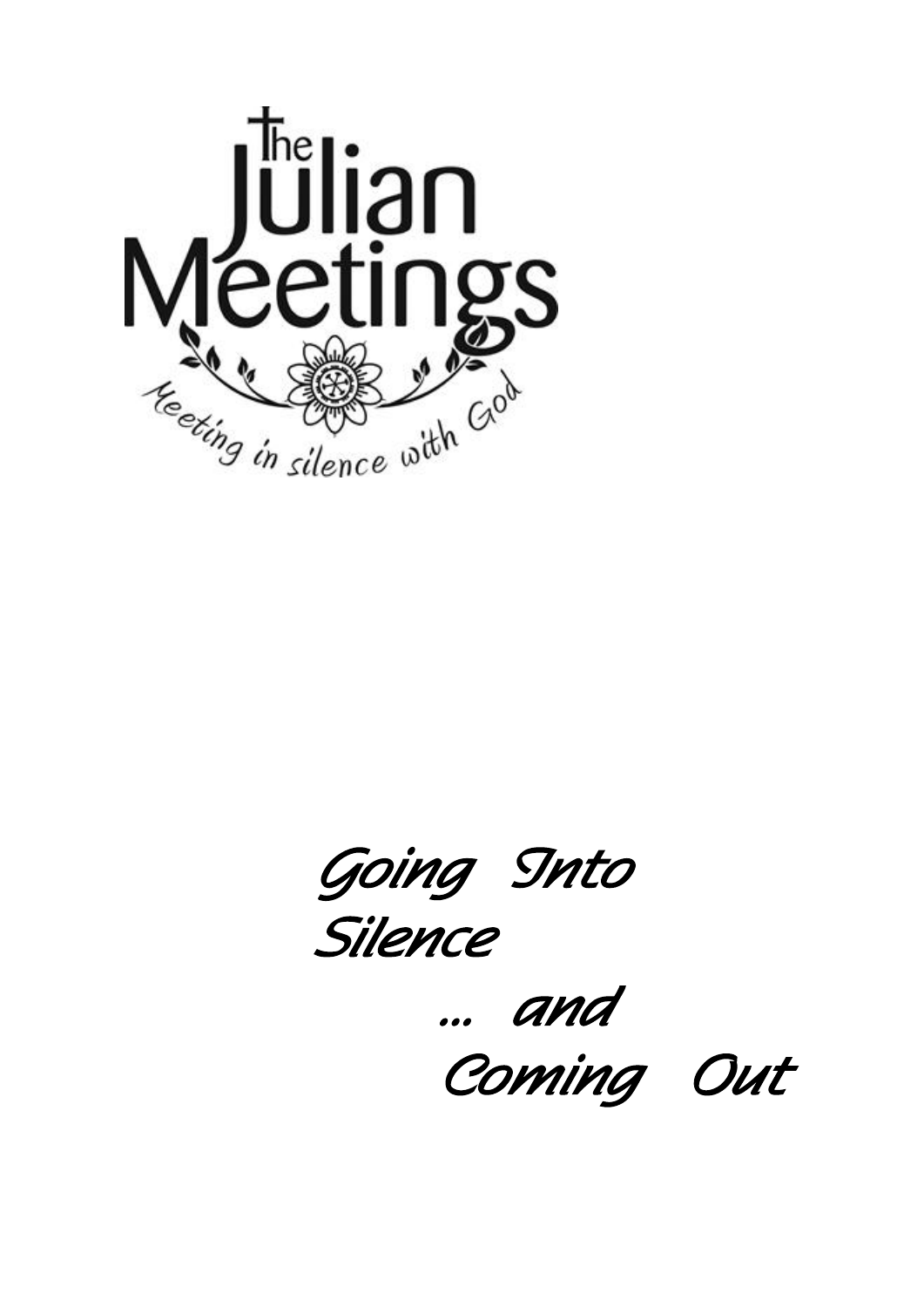The Julian Meetings

*Meeting in silence with God*

# *Going Into Silence ... and Coming Out*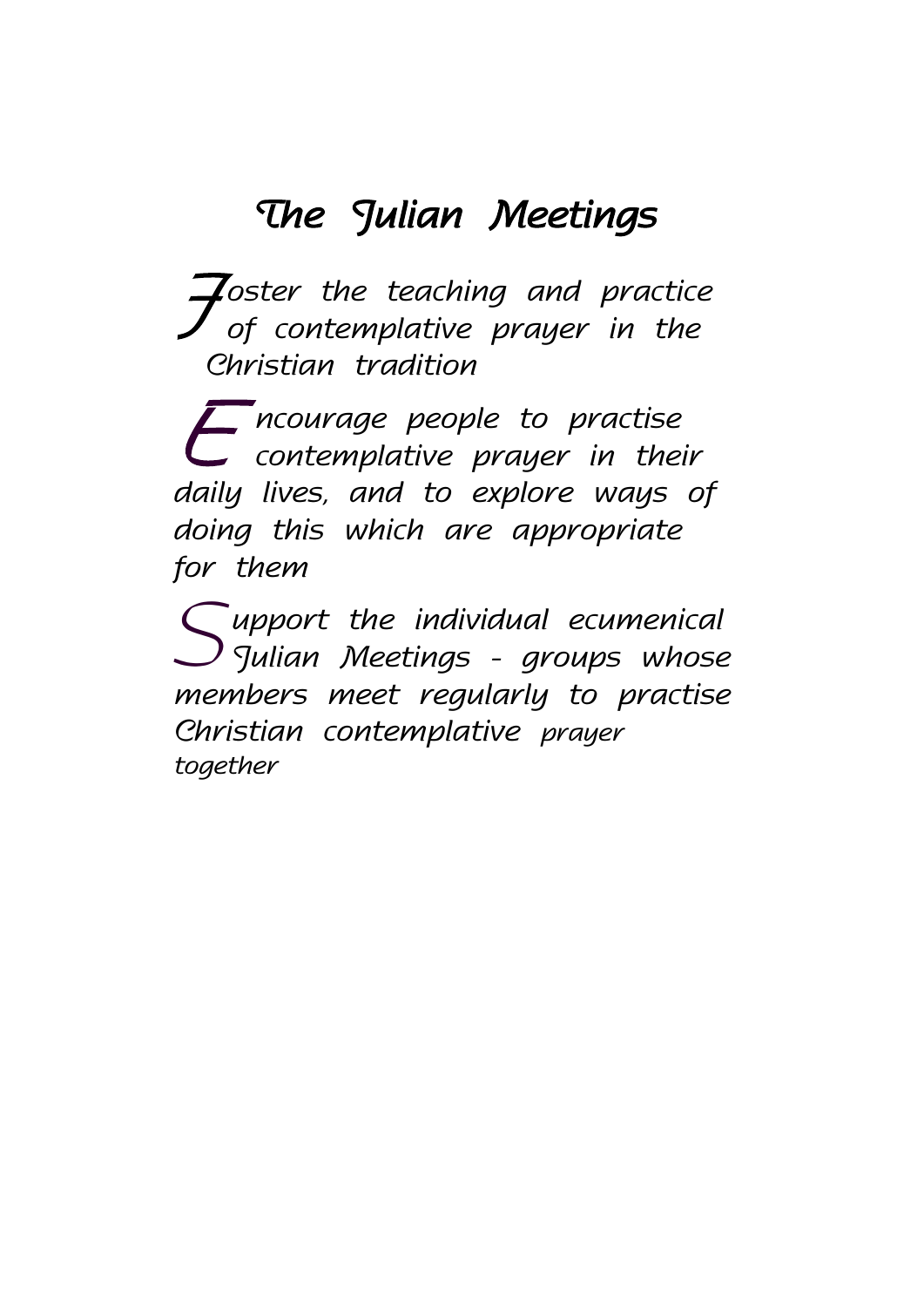# The Julian Meetings

*Foster the teaching and practice of contemplative prayer in the Christian tradition*

*Encourage people to practise contemplative prayer in their daily lives, and to explore ways of doing this which are appropriate for them*

*Support the individual ecumenical Julian Meetings - groups whose members meet regularly to practise Christian contemplative prayer together*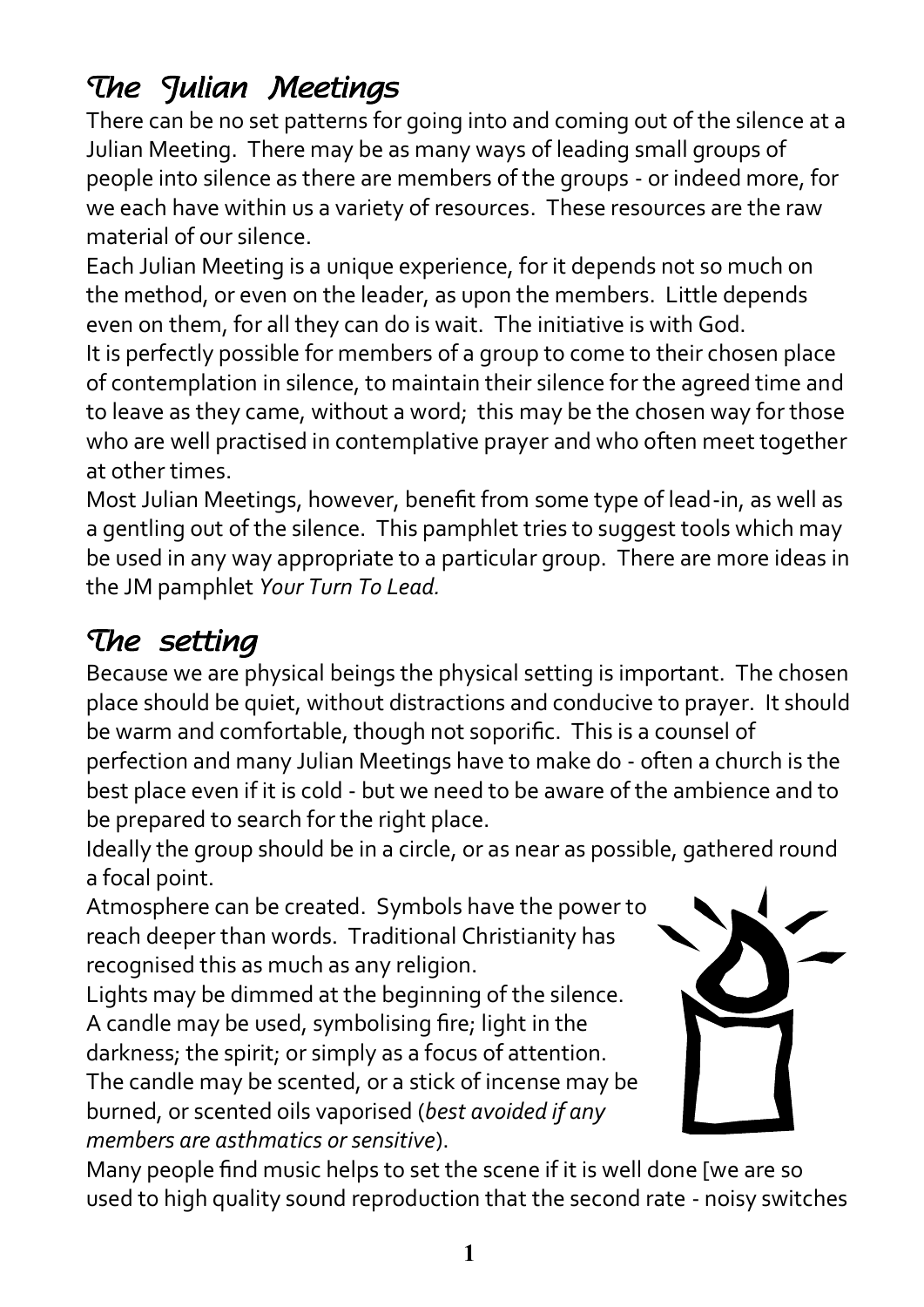## The Julian Meetings

There can be no set patterns for going into and coming out of the silence at a Julian Meeting. There may be as many ways of leading small groups of people into silence as there are members of the groups - or indeed more, for we each have within us a variety of resources. These resources are the raw material of our silence.

Each Julian Meeting is a unique experience, for it depends not so much on the method, or even on the leader, as upon the members. Little depends even on them, for all they can do is wait. The initiative is with God.

It is perfectly possible for members of a group to come to their chosen place of contemplation in silence, to maintain their silence for the agreed time and to leave as they came, without a word; this may be the chosen way for those who are well practised in contemplative prayer and who often meet together at other times.

Most Julian Meetings, however, benefit from some type of lead-in, as well as a gentling out of the silence. This pamphlet tries to suggest tools which may be used in any way appropriate to a particular group. There are more ideas in the JM pamphlet *Your Turn To Lead.*

## The setting

Because we are physical beings the physical setting is important. The chosen place should be quiet, without distractions and conducive to prayer. It should be warm and comfortable, though not soporific. This is a counsel of perfection and many Julian Meetings have to make do - often a church is the best place even if it is cold - but we need to be aware of the ambience and to be prepared to search for the right place.

Ideally the group should be in a circle, or as near as possible, gathered round a focal point.

Atmosphere can be created. Symbols have the power to reach deeper than words. Traditional Christianity has recognised this as much as any religion.

Lights may be dimmed at the beginning of the silence. A candle may be used, symbolising fire; light in the darkness; the spirit; or simply as a focus of attention. The candle may be scented, or a stick of incense may be burned, or scented oils vaporised (*best avoided if any members are asthmatics or sensitive*).

Many people find music helps to set the scene if it is well done [we are so used to high quality sound reproduction that the second rate - noisy switches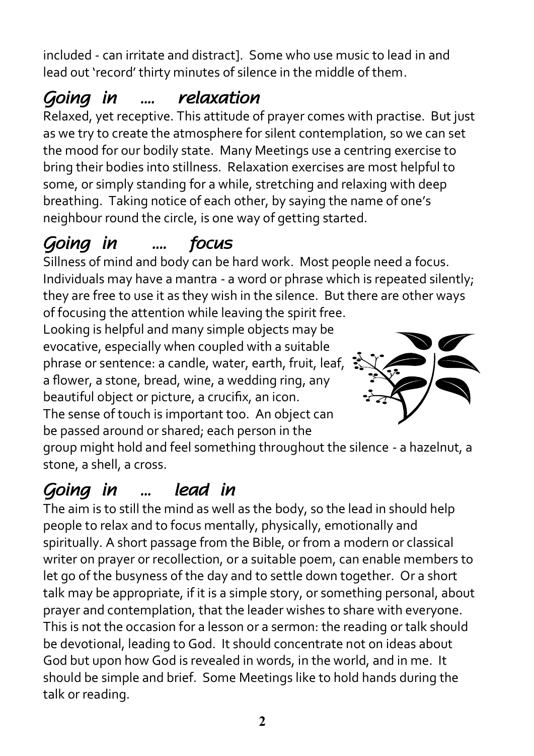included - can irritate and distract]. Some who use music to lead in and lead out 'record' thirty minutes of silence in the middle of them.

## *Going in .... relaxation*

Relaxed, yet receptive. This attitude of prayer comes with practise. But just as we try to create the atmosphere for silent contemplation, so we can set the mood for our bodily state. Many Meetings use a centring exercise to bring their bodies into stillness. Relaxation exercises are most helpful to some, or simply standing for a while, stretching and relaxing with deep breathing. Taking notice of each other, by saying the name of one's neighbour round the circle, is one way of getting started.

## *Going in .... focus*

Sillness of mind and body can be hard work. Most people need a focus. Individuals may have a mantra - a word or phrase which is repeated silently; they are free to use it as they wish in the silence. But there are other ways of focusing the attention while leaving the spirit free.

Looking is helpful and many simple objects may be evocative, especially when coupled with a suitable phrase or sentence: a candle, water, earth, fruit, leaf, a flower, a stone, bread, wine, a wedding ring, any beautiful object or picture, a crucifix, an icon.

The sense of touch is important too. An object can be passed around or shared; each person in the group might hold and feel something throughout the silence - a hazelnut, a stone, a shell, a cross.

## *Going in ... lead in*

The aim is to still the mind as well as the body, so the lead in should help people to relax and to focus mentally, physically, emotionally and spiritually. A short passage from the Bible, or from a modern or classical writer on prayer or recollection, or a suitable poem, can enable members to let go of the busyness of the day and to settle down together. Or a short talk may be appropriate, if it is a simple story, or something personal, about prayer and contemplation, that the leader wishes to share with everyone. This is not the occasion for a lesson or a sermon: the reading or talk should be devotional, leading to God. It should concentrate not on ideas about God but upon how God is revealed in words, in the world, and in me. It should be simple and brief. Some Meetings like to hold hands during the talk or reading.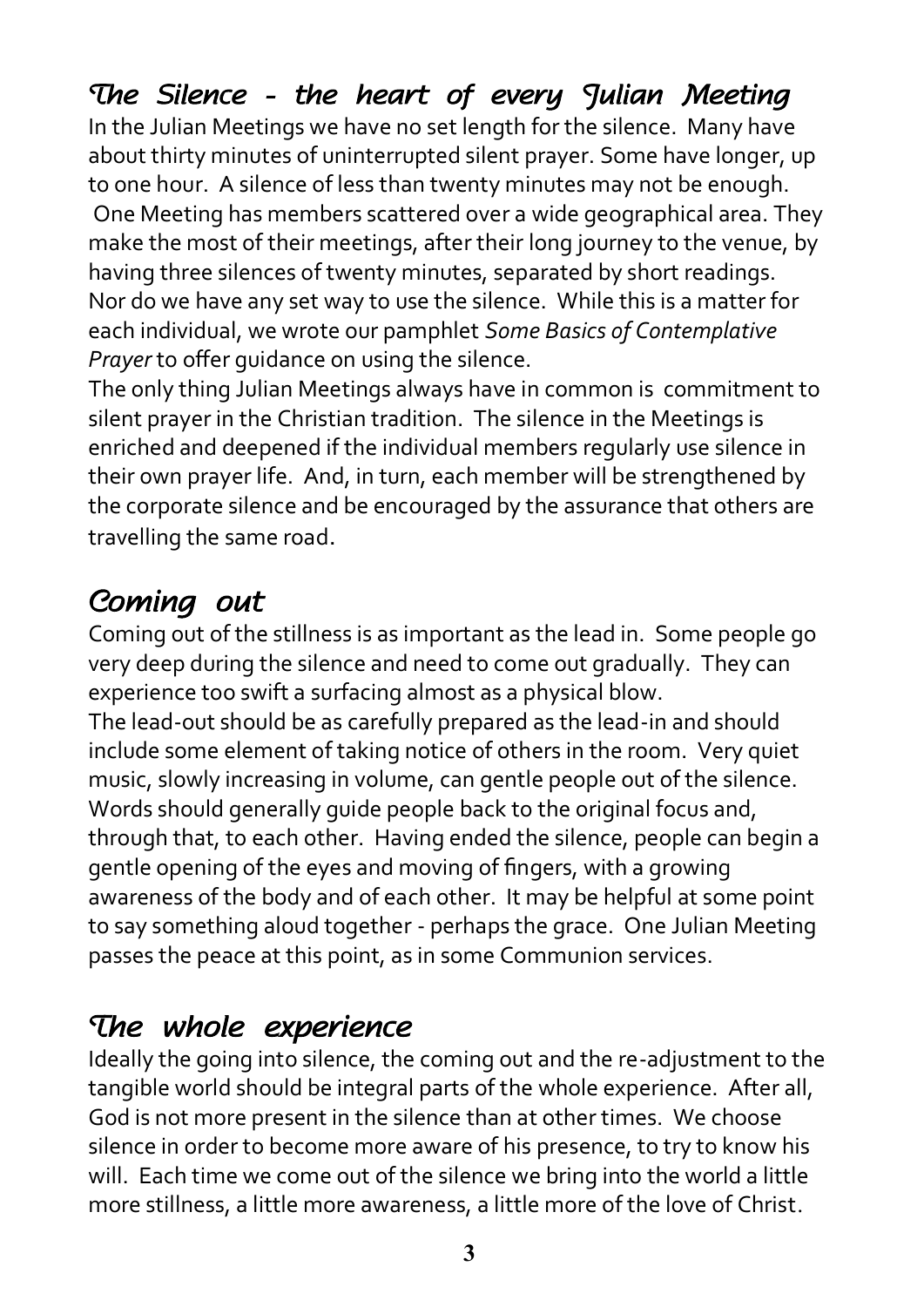## *The Silence - the heart of every Julian Meeting*

In the Julian Meetings we have no set length for the silence. Many have about thirty minutes of uninterrupted silent prayer. Some have longer, up to one hour. A silence of less than twenty minutes may not be enough. One Meeting has members scattered over a wide geographical area. They make the most of their meetings, after their long journey to the venue, by having three silences of twenty minutes, separated by short readings. Nor do we have any set way to use the silence. While this is a matter for each individual, we wrote our pamphlet *Some Basics of Contemplative Prayer* to offer guidance on using the silence.

The only thing Julian Meetings always have in common is commitment to silent prayer in the Christian tradition. The silence in the Meetings is enriched and deepened if the individual members regularly use silence in their own prayer life. And, in turn, each member will be strengthened by the corporate silence and be encouraged by the assurance that others are travelling the same road.

## *Coming out*

Coming out of the stillness is as important as the lead in. Some people go very deep during the silence and need to come out gradually. They can experience too swift a surfacing almost as a physical blow.

The lead-out should be as carefully prepared as the lead-in and should include some element of taking notice of others in the room. Very quiet music, slowly increasing in volume, can gentle people out of the silence. Words should generally guide people back to the original focus and, through that, to each other. Having ended the silence, people can begin a gentle opening of the eyes and moving of fingers, with a growing awareness of the body and of each other. It may be helpful at some point to say something aloud together - perhaps the grace. One Julian Meeting passes the peace at this point, as in some Communion services.

## *The whole experience*

Ideally the going into silence, the coming out and the re-adjustment to the tangible world should be integral parts of the whole experience. After all, God is not more present in the silence than at other times. We choose silence in order to become more aware of his presence, to try to know his will. Each time we come out of the silence we bring into the world a little more stillness, a little more awareness, a little more of the love of Christ.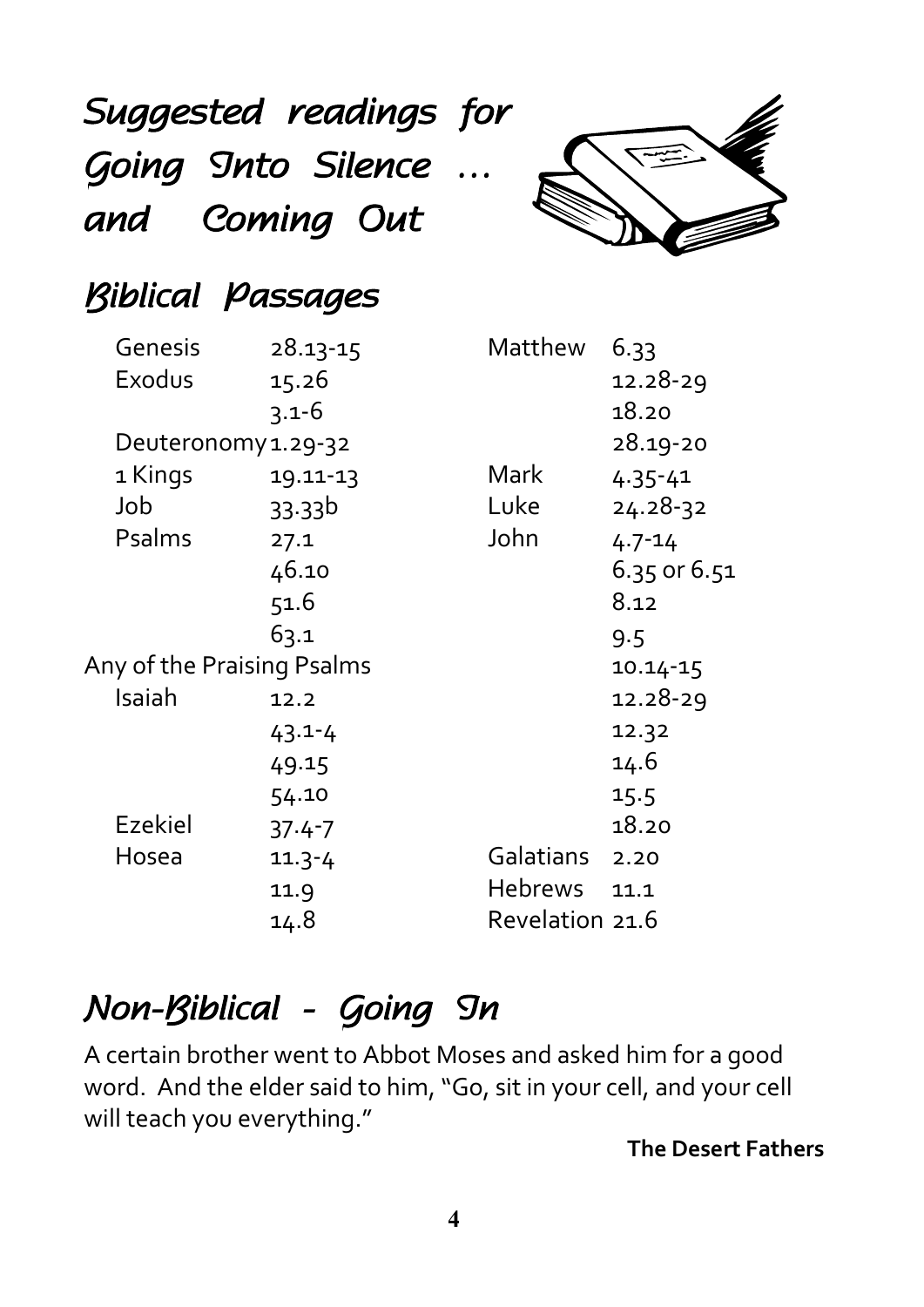# Suggested readings for Going Into Silence … and Coming Out

## Biblical Passages

| | |
|---|---|
| Genesis | 28.13-15 |
| Exodus | 15.26 |
| | 3.1-6 |
| Deuteronomy | 1.29-32 |
| 1 Kings | 19.11-13 |
| Job | 33.33b |
| Psalms | 27.1 |
| | 46.10 |
| | 51.6 |
| | 63.1 |
| Any of the Praising Psalms | |
| Isaiah | 12.2 |
| | 43.1-4 |
| | 49.15 |
| | 54.10 |
| Ezekiel | 37.4-7 |
| Hosea | 11.3-4 |
| | 11.9 |
| | 14.8 |
| Matthew | 6.33 |
| | 12.28-29 |
| | 18.20 |
| | 28.19-20 |
| Mark | 4.35-41 |
| Luke | 24.28-32 |
| John | 4.7-14 |
| | 6.35 or 6.51 |
| | 8.12 |
| | 9.5 |
| | 10.14-15 |
| | 12.28-29 |
| | 12.32 |
| | 14.6 |
| | 15.5 |
| | 18.20 |
| Galatians | 2.20 |
| Hebrews | 11.1 |
| Revelation | 21.6 |

## Non-Biblical - Going In

A certain brother went to Abbot Moses and asked him for a good word. And the elder said to him, "Go, sit in your cell, and your cell will teach you everything."

**The Desert Fathers**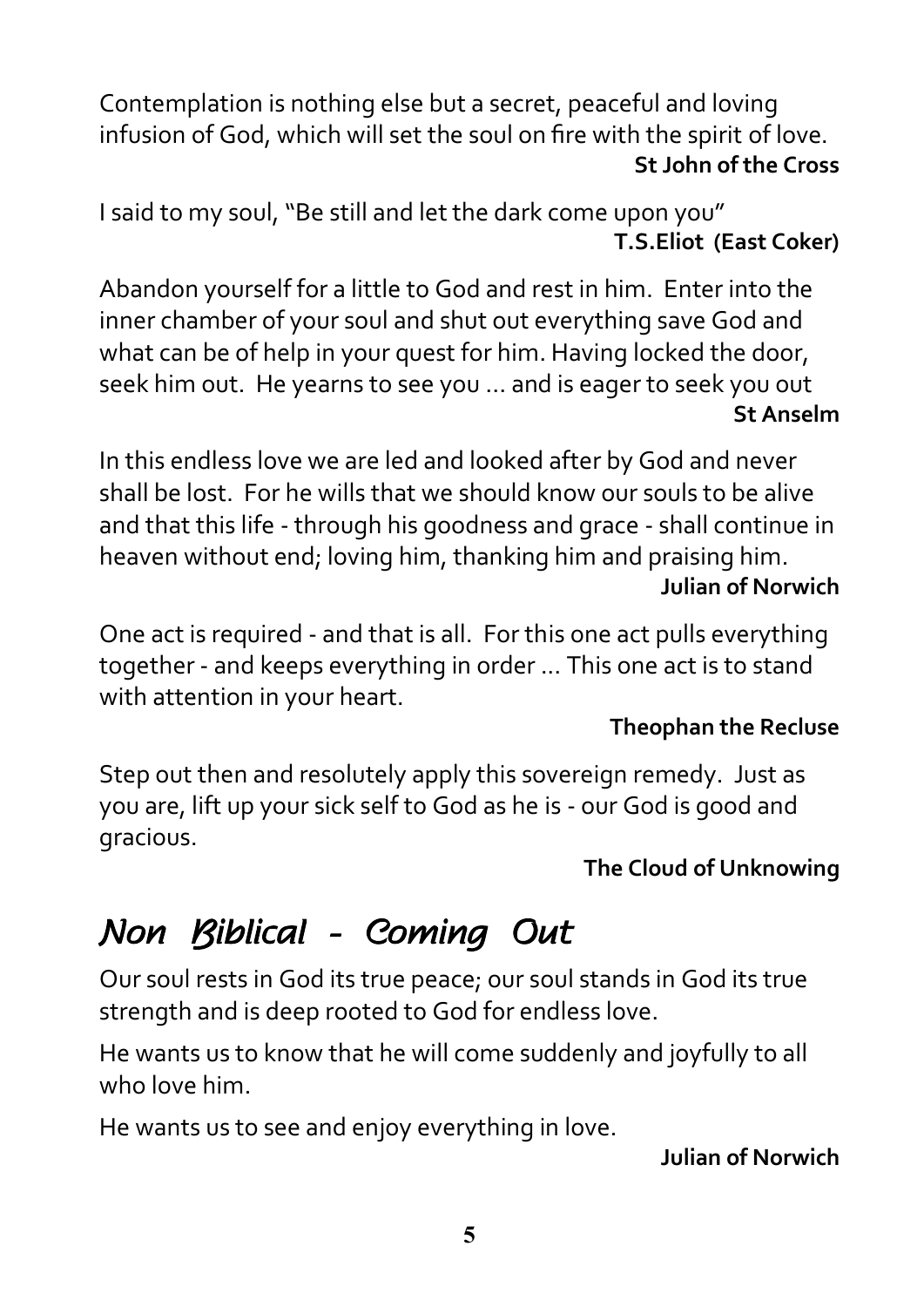Contemplation is nothing else but a secret, peaceful and loving infusion of God, which will set the soul on fire with the spirit of love.

**St John of the Cross**

I said to my soul, "Be still and let the dark come upon you"

**T.S.Eliot (East Coker)**

Abandon yourself for a little to God and rest in him. Enter into the inner chamber of your soul and shut out everything save God and what can be of help in your quest for him. Having locked the door, seek him out. He yearns to see you ... and is eager to seek you out

**St Anselm**

In this endless love we are led and looked after by God and never shall be lost. For he wills that we should know our souls to be alive and that this life - through his goodness and grace - shall continue in heaven without end; loving him, thanking him and praising him.

**Julian of Norwich**

One act is required - and that is all. For this one act pulls everything together - and keeps everything in order ... This one act is to stand with attention in your heart.

**Theophan the Recluse**

Step out then and resolutely apply this sovereign remedy. Just as you are, lift up your sick self to God as he is - our God is good and gracious.

**The Cloud of Unknowing**

## *Non Biblical - Coming Out*

Our soul rests in God its true peace; our soul stands in God its true strength and is deep rooted to God for endless love.

He wants us to know that he will come suddenly and joyfully to all who love him.

He wants us to see and enjoy everything in love.

**Julian of Norwich**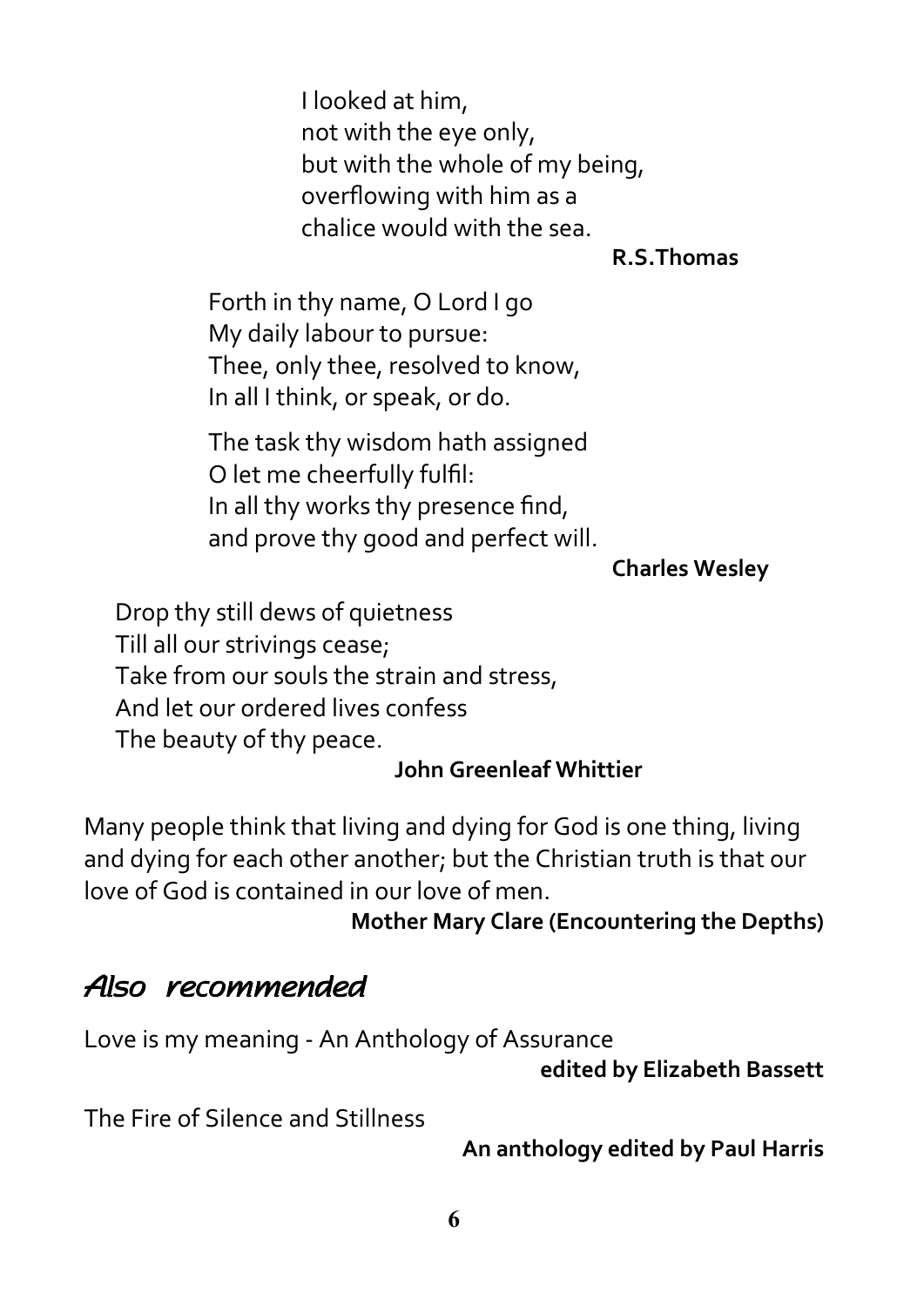I looked at him,
not with the eye only,
but with the whole of my being,
overflowing with him as a
chalice would with the sea.

**R.S.Thomas**

Forth in thy name, O Lord I go
My daily labour to pursue:
Thee, only thee, resolved to know,
In all I think, or speak, or do.

The task thy wisdom hath assigned
O let me cheerfully fulfil:
In all thy works thy presence find,
and prove thy good and perfect will.

**Charles Wesley**

Drop thy still dews of quietness
Till all our strivings cease;
Take from our souls the strain and stress,
And let our ordered lives confess
The beauty of thy peace.

**John Greenleaf Whittier**

Many people think that living and dying for God is one thing, living and dying for each other another; but the Christian truth is that our love of God is contained in our love of men.

**Mother Mary Clare (Encountering the Depths)**

## *Also recommended*

Love is my meaning - An Anthology of Assurance

**edited by Elizabeth Bassett**

The Fire of Silence and Stillness

**An anthology edited by Paul Harris**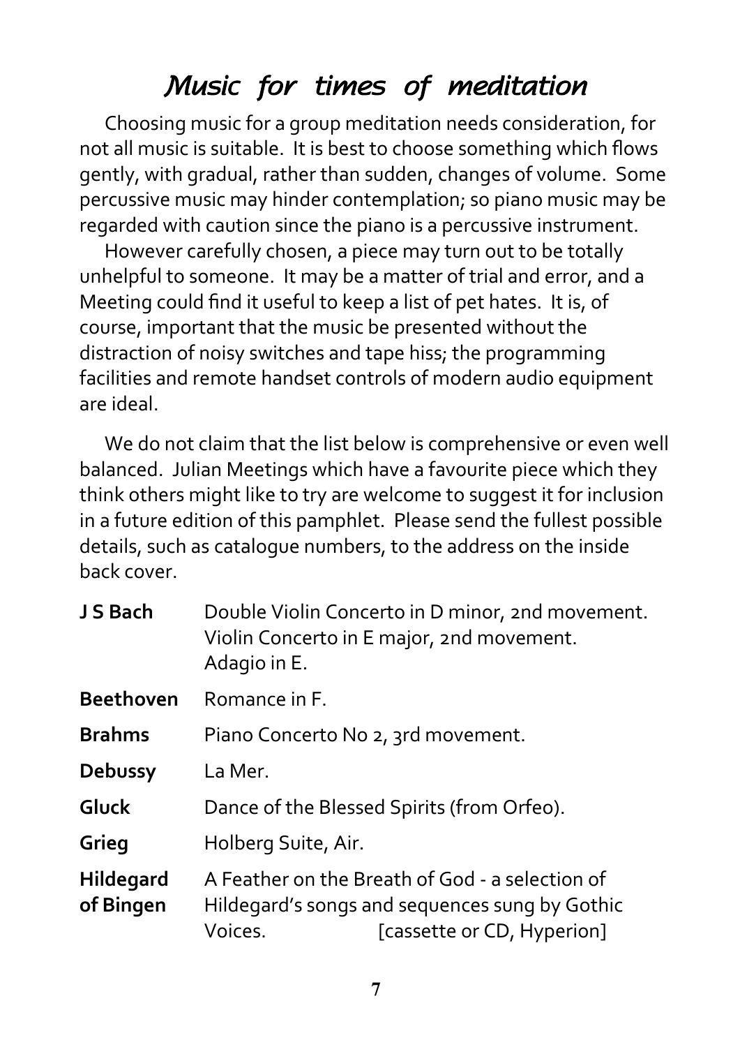# *Music for times of meditation*

Choosing music for a group meditation needs consideration, for not all music is suitable. It is best to choose something which flows gently, with gradual, rather than sudden, changes of volume. Some percussive music may hinder contemplation; so piano music may be regarded with caution since the piano is a percussive instrument.

However carefully chosen, a piece may turn out to be totally unhelpful to someone. It may be a matter of trial and error, and a Meeting could find it useful to keep a list of pet hates. It is, of course, important that the music be presented without the distraction of noisy switches and tape hiss; the programming facilities and remote handset controls of modern audio equipment are ideal.

We do not claim that the list below is comprehensive or even well balanced. Julian Meetings which have a favourite piece which they think others might like to try are welcome to suggest it for inclusion in a future edition of this pamphlet. Please send the fullest possible details, such as catalogue numbers, to the address on the inside back cover.

| | |
|---|---|
| **J S Bach** | Double Violin Concerto in D minor, 2nd movement.<br>Violin Concerto in E major, 2nd movement.<br>Adagio in E. |
| **Beethoven** | Romance in F. |
| **Brahms** | Piano Concerto No 2, 3rd movement. |
| **Debussy** | La Mer. |
| **Gluck** | Dance of the Blessed Spirits (from Orfeo). |
| **Grieg** | Holberg Suite, Air. |
| **Hildegard of Bingen** | A Feather on the Breath of God - a selection of Hildegard's songs and sequences sung by Gothic Voices. [cassette or CD, Hyperion] |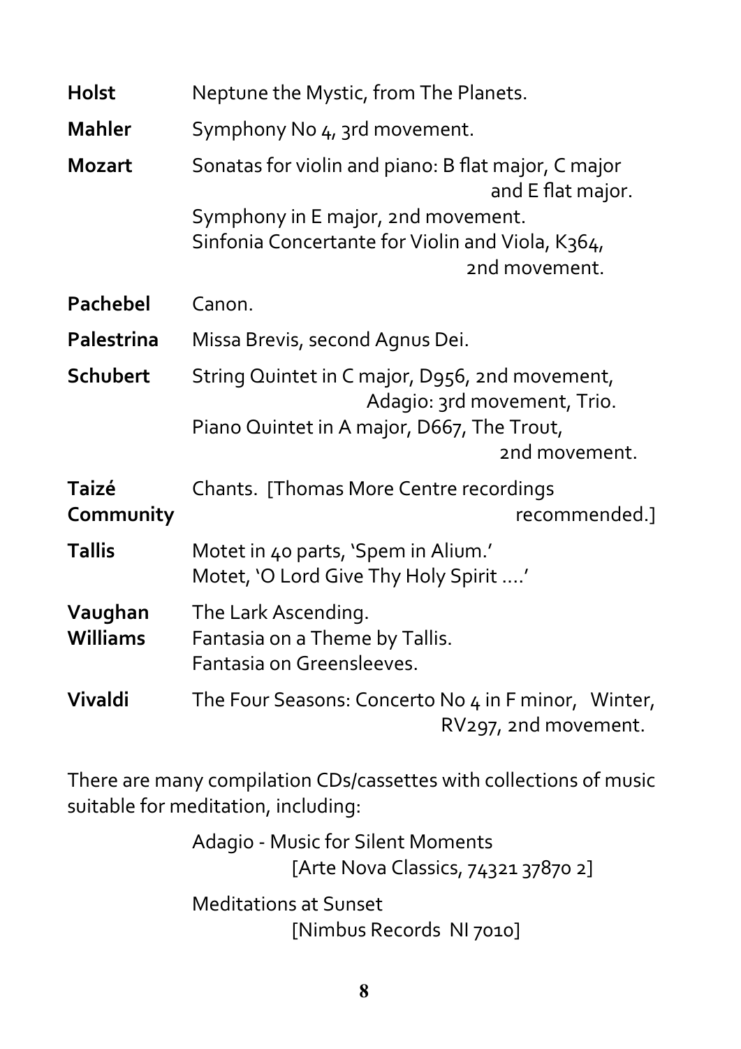**Holst** Neptune the Mystic, from The Planets.

**Mahler** Symphony No 4, 3rd movement.

**Mozart** Sonatas for violin and piano: B flat major, C major and E flat major.
Symphony in E major, 2nd movement.
Sinfonia Concertante for Violin and Viola, K364, 2nd movement.

**Pachebel** Canon.

**Palestrina** Missa Brevis, second Agnus Dei.

**Schubert** String Quintet in C major, D956, 2nd movement, Adagio: 3rd movement, Trio.
Piano Quintet in A major, D667, The Trout, 2nd movement.

**Taizé Community** Chants. [Thomas More Centre recordings recommended.]

**Tallis** Motet in 40 parts, 'Spem in Alium.'
Motet, 'O Lord Give Thy Holy Spirit ….'

**Vaughan Williams** The Lark Ascending.
Fantasia on a Theme by Tallis.
Fantasia on Greensleeves.

**Vivaldi** The Four Seasons: Concerto No 4 in F minor, Winter, RV297, 2nd movement.

There are many compilation CDs/cassettes with collections of music suitable for meditation, including:

Adagio - Music for Silent Moments
[Arte Nova Classics, 74321 37870 2]

Meditations at Sunset
[Nimbus Records NI 7010]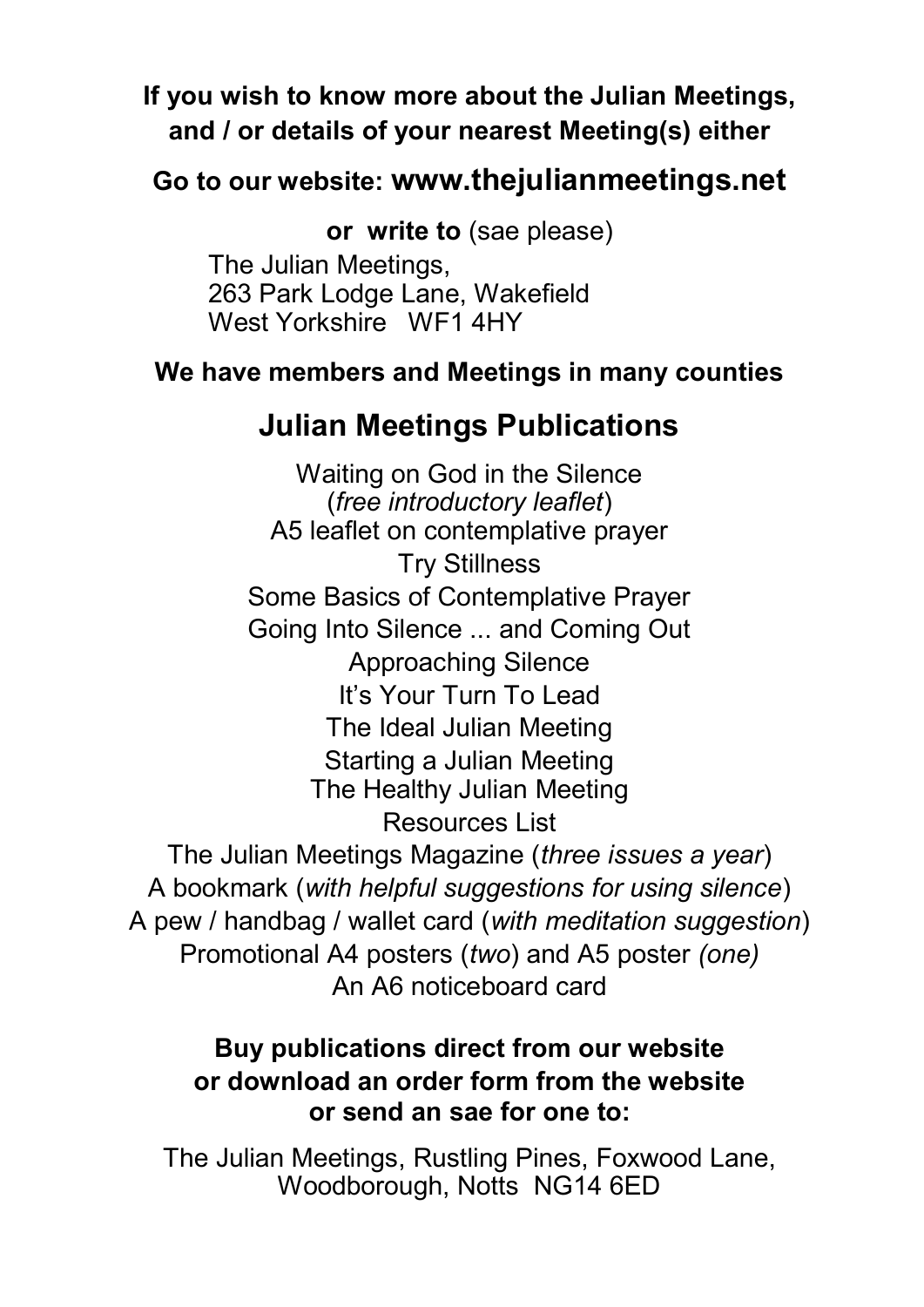**If you wish to know more about the Julian Meetings, and / or details of your nearest Meeting(s) either**

**Go to our website: www.thejulianmeetings.net**

**or write to** (sae please)

The Julian Meetings,
263 Park Lodge Lane, Wakefield
West Yorkshire WF1 4HY

**We have members and Meetings in many counties**

## Julian Meetings Publications

Waiting on God in the Silence
(*free introductory leaflet*)
A5 leaflet on contemplative prayer
Try Stillness
Some Basics of Contemplative Prayer
Going Into Silence ... and Coming Out
Approaching Silence
It's Your Turn To Lead
The Ideal Julian Meeting
Starting a Julian Meeting
The Healthy Julian Meeting
Resources List
The Julian Meetings Magazine (*three issues a year*)
A bookmark (*with helpful suggestions for using silence*)
A pew / handbag / wallet card (*with meditation suggestion*)
Promotional A4 posters (*two*) and A5 poster *(one)*
An A6 noticeboard card

**Buy publications direct from our website or download an order form from the website or send an sae for one to:**

The Julian Meetings, Rustling Pines, Foxwood Lane, Woodborough, Notts NG14 6ED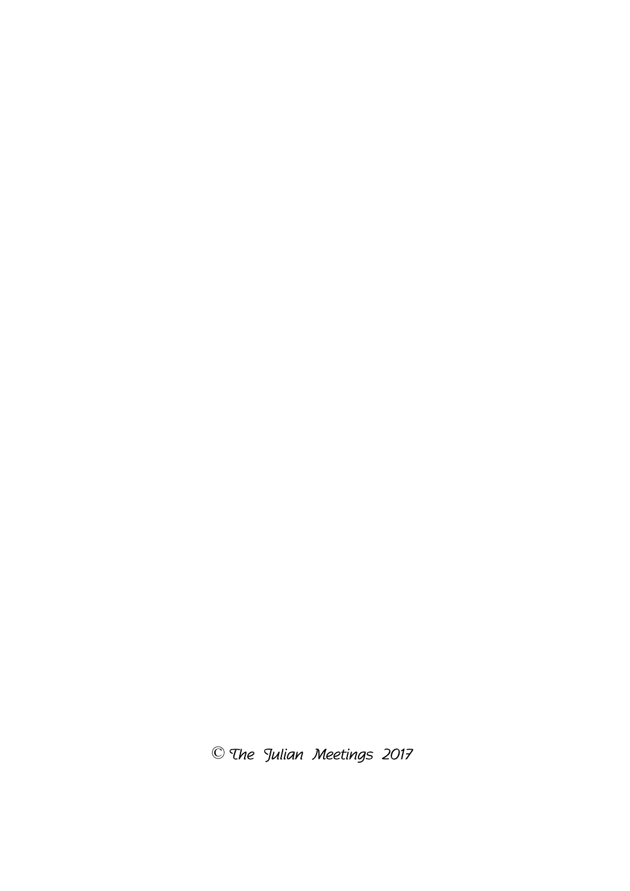© The Julian Meetings 2017